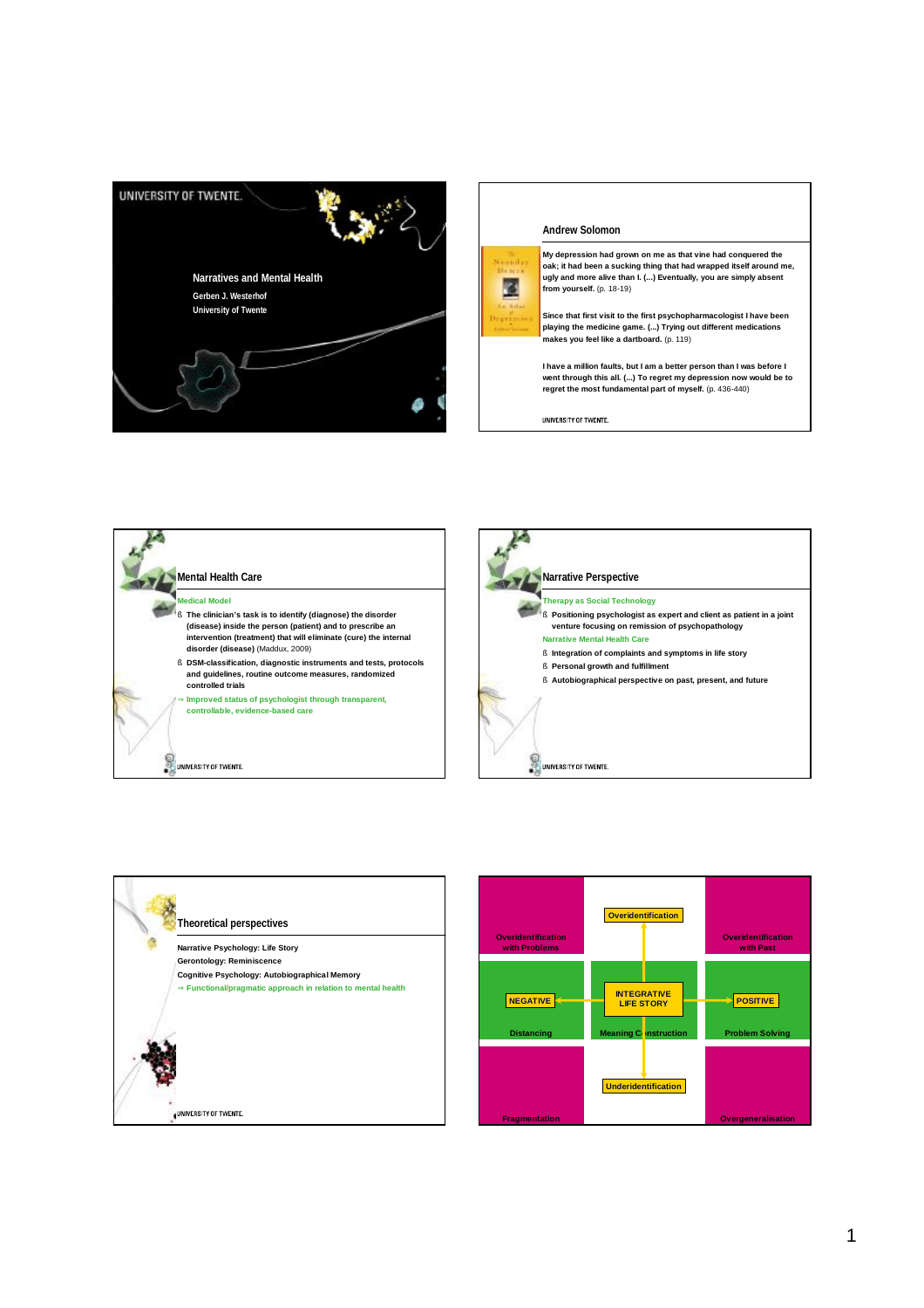# Narratives and Mental Health

Gerben J. Westerhof
University of Twente

## Andrew Solomon

**My depression had grown on me as that vine had conquered the oak; it had been a sucking thing that had wrapped itself around me, ugly and more alive than I. (...) Eventually, you are simply absent from yourself.** (p. 18-19)

**Since that first visit to the first psychopharmacologist I have been playing the medicine game. (...) Trying out different medications makes you feel like a dartboard.** (p. 119)

**I have a million faults, but I am a better person than I was before I went through this all. (...) To regret my depression now would be to regret the most fundamental part of myself.** (p. 436-440)

## Mental Health Care

Medical Model

- **The clinician's task is to identify (diagnose) the disorder (disease) inside the person (patient) and to prescribe an intervention (treatment) that will eliminate (cure) the internal disorder (disease)** (Maddux, 2009)
- **DSM-classification, diagnostic instruments and tests, protocols and guidelines, routine outcome measures, randomized controlled trials**

⇒ Improved status of psychologist through transparent, controllable, evidence-based care

## Narrative Perspective

Therapy as Social Technology

- **Positioning psychologist as expert and client as patient in a joint venture focusing on remission of psychopathology**

Narrative Mental Health Care

- **Integration of complaints and symptoms in life story**
- **Personal growth and fulfillment**
- **Autobiographical perspective on past, present, and future**

## Theoretical perspectives

**Narrative Psychology: Life Story**
**Gerontology: Reminiscence**
**Cognitive Psychology: Autobiographical Memory**

⇒ Functional/pragmatic approach in relation to mental health

| Overidentification with Problems | Overidentification | Overidentification with Past |
|---|---|---|
| NEGATIVE — Distancing | INTEGRATIVE LIFE STORY — Meaning Construction | POSITIVE — Problem Solving |
| Fragmentation | Underidentification | Overgeneralisation |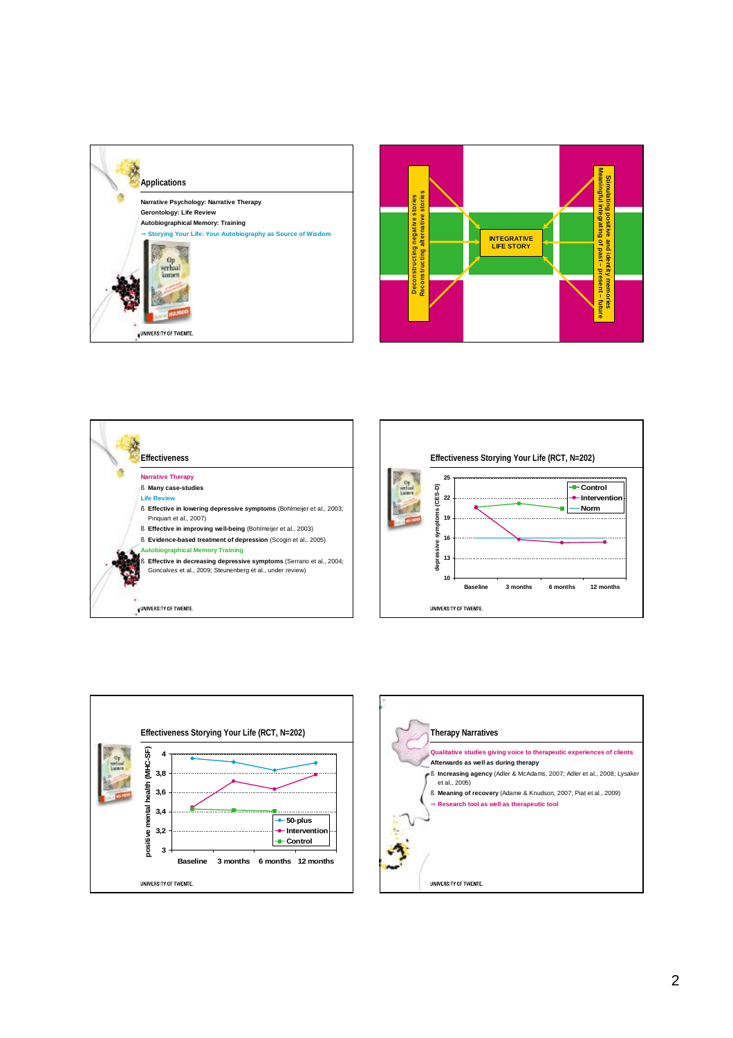## Applications

**Narrative Psychology: Narrative Therapy**
**Gerontology: Life Review**
**Autobiographical Memory: Training**
⇒ Storying Your Life: Your Autobiography as Source of Wisdom

UNIVERSITY OF TWENTE.

---

Deconstructing negative stories
Reconstructing alternative stories

INTEGRATIVE LIFE STORY

Stimulating positive and identity memories
Meaningful integrating of past – present – future

---

## Effectiveness

Narrative Therapy
- **Many case-studies**

Life Review
- **Effective in lowering depressive symptoms** (Bohlmeijer et al., 2003; Pinquart et al., 2007)
- **Effective in improving well-being** (Bohlmeijer et al., 2003)
- **Evidence-based treatment of depression** (Scogin et al., 2005)

Autobiographical Memory Training
- **Effective in decreasing depressive symptoms** (Serrano et al., 2004; Goncalves et al., 2009; Steunenberg et al., under review)

UNIVERSITY OF TWENTE.

---

## Effectiveness Storying Your Life (RCT, N=202)

depressive symptoms (CES-D)

Legend: Control, Intervention, Norm

Baseline | 3 months | 6 months | 12 months

UNIVERSITY OF TWENTE.

---

## Effectiveness Storying Your Life (RCT, N=202)

positive mental health (MHC-SF)

Legend: 50-plus, Intervention, Control

Baseline | 3 months | 6 months | 12 months

UNIVERSITY OF TWENTE.

---

## Therapy Narratives

Qualitative studies giving voice to therapeutic experiences of clients

**Afterwards as well as during therapy**
- **Increasing agency** (Adler & McAdams, 2007; Adler et al., 2008; Lysaker et al., 2005)
- **Meaning of recovery** (Adame & Knudson, 2007; Piat et al., 2009)

⇒ Research tool as well as therapeutic tool

UNIVERSITY OF TWENTE.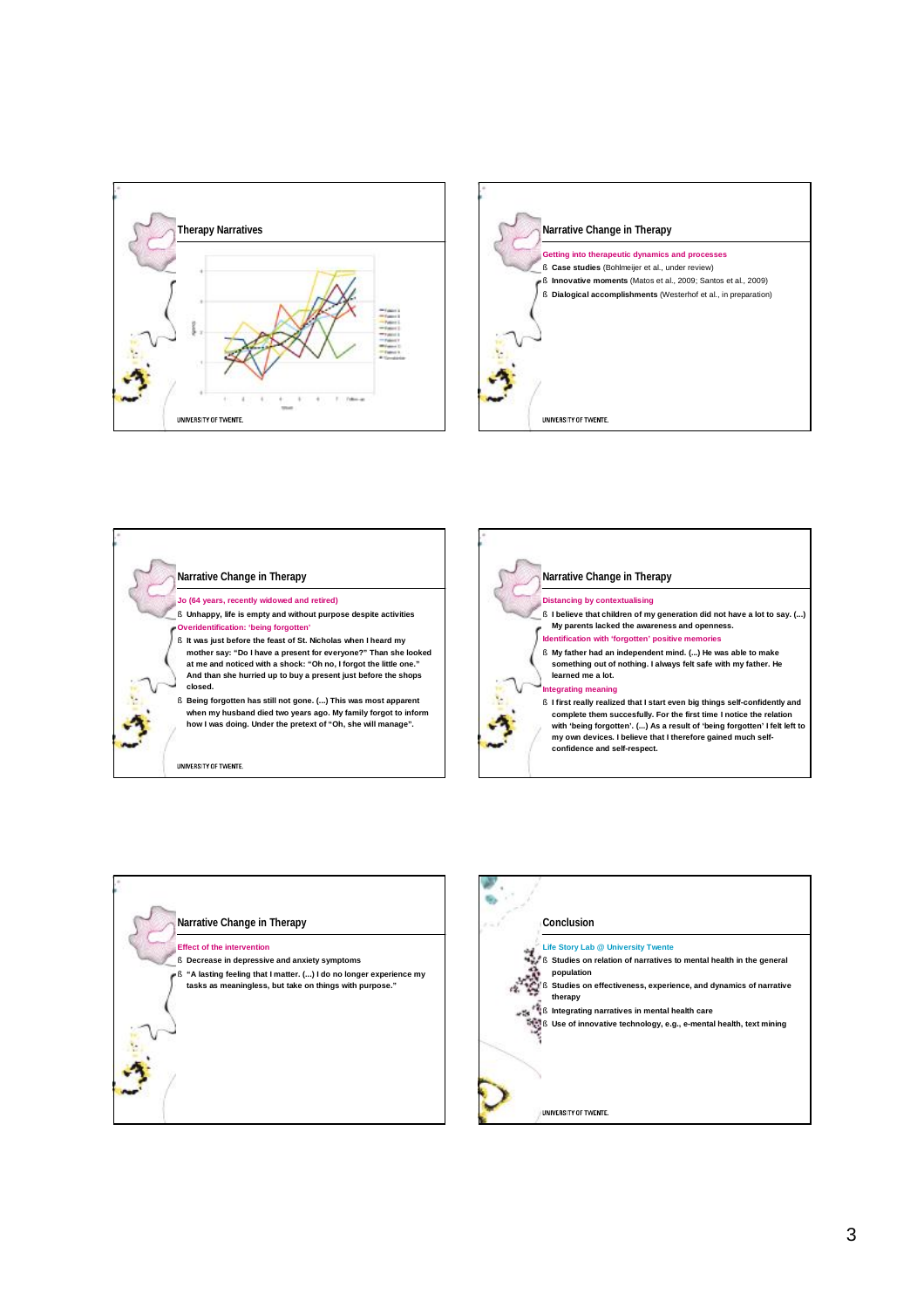## Therapy Narratives

Agency

Week

1 2 3 4 5 6 7 Follow-up

UNIVERSITY OF TWENTE.

## Narrative Change in Therapy

Getting into therapeutic dynamics and processes

- **Case studies** (Bohlmeijer et al., under review)
- **Innovative moments** (Matos et al., 2009; Santos et al., 2009)
- **Dialogical accomplishments** (Westerhof et al., in preparation)

UNIVERSITY OF TWENTE.

## Narrative Change in Therapy

Jo (64 years, recently widowed and retired)

- Unhappy, life is empty and without purpose despite activities

Overidentification: 'being forgotten'

- It was just before the feast of St. Nicholas when I heard my mother say: "Do I have a present for everyone?" Than she looked at me and noticed with a shock: "Oh no, I forgot the little one." And than she hurried up to buy a present just before the shops closed.
- Being forgotten has still not gone. (...) This was most apparent when my husband died two years ago. My family forgot to inform how I was doing. Under the pretext of "Oh, she will manage".

UNIVERSITY OF TWENTE.

## Narrative Change in Therapy

Distancing by contextualising

- I believe that children of my generation did not have a lot to say. (...) My parents lacked the awareness and openness.

Identification with 'forgotten' positive memories

- My father had an independent mind. (...) He was able to make something out of nothing. I always felt safe with my father. He learned me a lot.

Integrating meaning

- I first really realized that I start even big things self-confidently and complete them succesfully. For the first time I notice the relation with 'being forgotten'. (...) As a result of 'being forgotten' I felt left to my own devices. I believe that I therefore gained much self-confidence and self-respect.

## Narrative Change in Therapy

Effect of the intervention

- Decrease in depressive and anxiety symptoms
- "A lasting feeling that I matter. (...) I do no longer experience my tasks as meaningless, but take on things with purpose."

## Conclusion

Life Story Lab @ University Twente

- Studies on relation of narratives to mental health in the general population
- Studies on effectiveness, experience, and dynamics of narrative therapy
- Integrating narratives in mental health care
- Use of innovative technology, e.g., e-mental health, text mining

UNIVERSITY OF TWENTE.